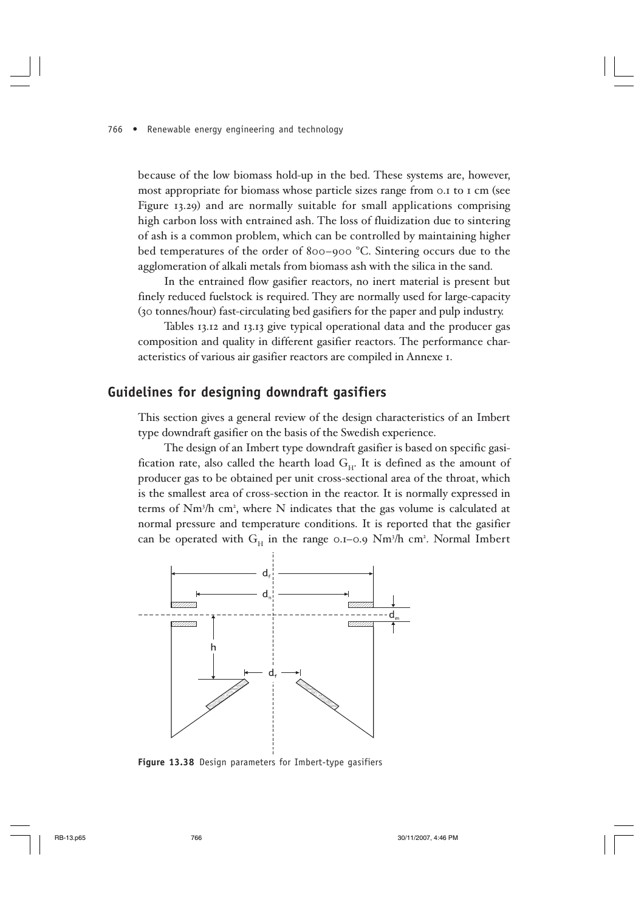because of the low biomass hold-up in the bed. These systems are, however, most appropriate for biomass whose particle sizes range from 0.1 to 1 cm (see Figure 13.29) and are normally suitable for small applications comprising high carbon loss with entrained ash. The loss of fluidization due to sintering of ash is a common problem, which can be controlled by maintaining higher bed temperatures of the order of 800–900 °C. Sintering occurs due to the agglomeration of alkali metals from biomass ash with the silica in the sand.

In the entrained flow gasifier reactors, no inert material is present but finely reduced fuelstock is required. They are normally used for large-capacity (30 tonnes/hour) fast-circulating bed gasifiers for the paper and pulp industry.

Tables 13.12 and 13.13 give typical operational data and the producer gas composition and quality in different gasifier reactors. The performance characteristics of various air gasifier reactors are compiled in Annexe 1.

## Guidelines for designing downdraft gasifiers

This section gives a general review of the design characteristics of an Imbert type downdraft gasifier on the basis of the Swedish experience.

The design of an Imbert type downdraft gasifier is based on specific gasification rate, also called the hearth load $G_H$. It is defined as the amount of producer gas to be obtained per unit cross-sectional area of the throat, which is the smallest area of cross-section in the reactor. It is normally expressed in terms of $Nm^3/h\ cm^2$, where N indicates that the gas volume is calculated at normal pressure and temperature conditions. It is reported that the gasifier can be operated with $G_H$ in the range 0.1–0.9 $Nm^3/h\ cm^2$. Normal Imbert

Figure 13.38 Design parameters for Imbert-type gasifiers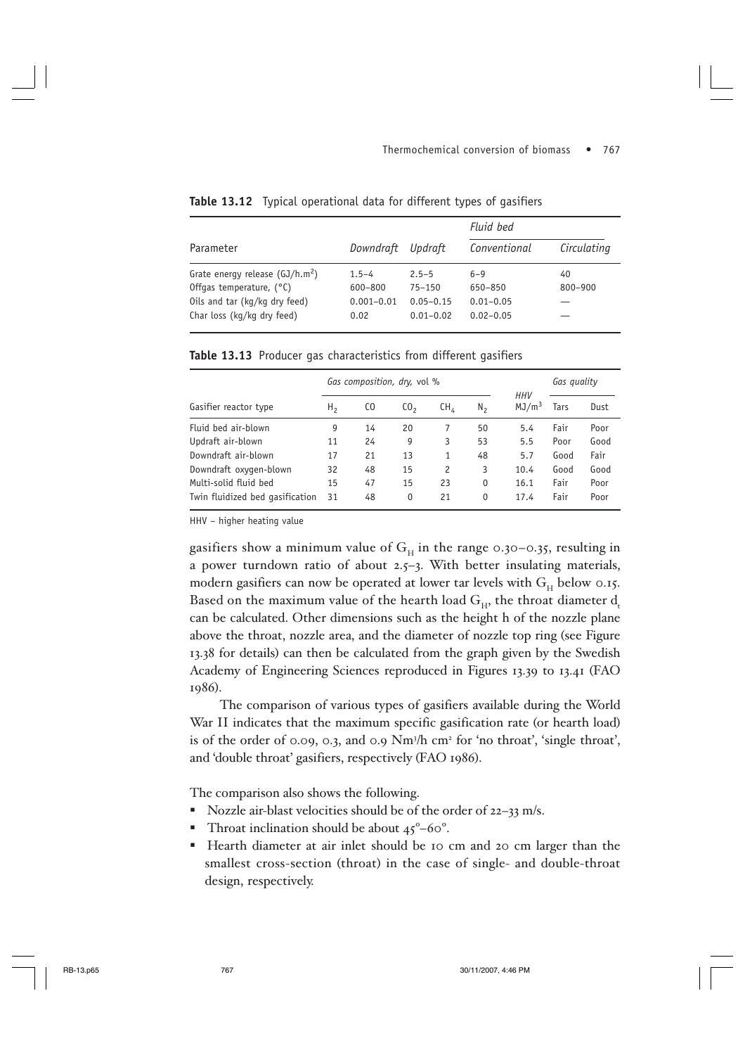**Table 13.12** Typical operational data for different types of gasifiers

| Parameter | Downdraft | Updraft | Fluid bed | |
|---|---|---|---|---|
| | | | Conventional | Circulating |
| Grate energy release (GJ/h.m$^2$) | 1.5–4 | 2.5–5 | 6–9 | 40 |
| Offgas temperature, (°C) | 600–800 | 75–150 | 650–850 | 800–900 |
| Oils and tar (kg/kg dry feed) | 0.001–0.01 | 0.05–0.15 | 0.01–0.05 | — |
| Char loss (kg/kg dry feed) | 0.02 | 0.01–0.02 | 0.02–0.05 | — |

**Table 13.13** Producer gas characteristics from different gasifiers

| Gasifier reactor type | Gas composition, dry, vol % | | | | | HHV MJ/m$^3$ | Gas quality | |
|---|---|---|---|---|---|---|---|---|
| | $H_2$ | CO | $CO_2$ | $CH_4$ | $N_2$ | | Tars | Dust |
| Fluid bed air-blown | 9 | 14 | 20 | 7 | 50 | 5.4 | Fair | Poor |
| Updraft air-blown | 11 | 24 | 9 | 3 | 53 | 5.5 | Poor | Good |
| Downdraft air-blown | 17 | 21 | 13 | 1 | 48 | 5.7 | Good | Fair |
| Downdraft oxygen-blown | 32 | 48 | 15 | 2 | 3 | 10.4 | Good | Good |
| Multi-solid fluid bed | 15 | 47 | 15 | 23 | 0 | 16.1 | Fair | Poor |
| Twin fluidized bed gasification | 31 | 48 | 0 | 21 | 0 | 17.4 | Fair | Poor |

HHV – higher heating value

gasifiers show a minimum value of $G_H$ in the range 0.30–0.35, resulting in a power turndown ratio of about 2.5–3. With better insulating materials, modern gasifiers can now be operated at lower tar levels with $G_H$ below 0.15. Based on the maximum value of the hearth load $G_H$, the throat diameter $d_t$ can be calculated. Other dimensions such as the height h of the nozzle plane above the throat, nozzle area, and the diameter of nozzle top ring (see Figure 13.38 for details) can then be calculated from the graph given by the Swedish Academy of Engineering Sciences reproduced in Figures 13.39 to 13.41 (FAO 1986).

The comparison of various types of gasifiers available during the World War II indicates that the maximum specific gasification rate (or hearth load) is of the order of 0.09, 0.3, and 0.9 Nm$^3$/h cm$^2$ for 'no throat', 'single throat', and 'double throat' gasifiers, respectively (FAO 1986).

The comparison also shows the following.

- Nozzle air-blast velocities should be of the order of 22–33 m/s.
- Throat inclination should be about 45°–60°.
- Hearth diameter at air inlet should be 10 cm and 20 cm larger than the smallest cross-section (throat) in the case of single- and double-throat design, respectively.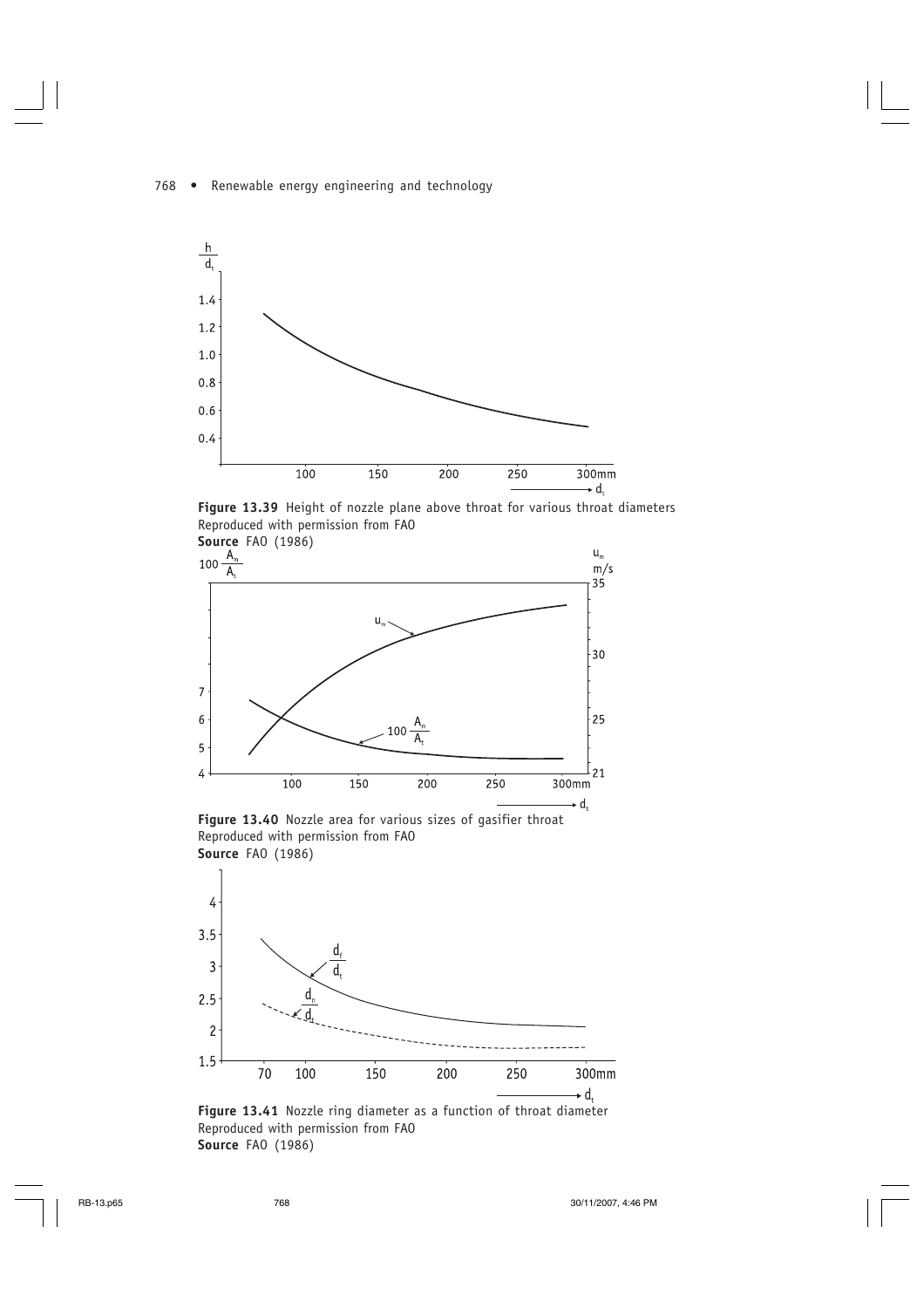**Figure 13.39** Height of nozzle plane above throat for various throat diameters
Reproduced with permission from FAO
**Source** FAO (1986)

**Figure 13.40** Nozzle area for various sizes of gasifier throat
Reproduced with permission from FAO
**Source** FAO (1986)

**Figure 13.41** Nozzle ring diameter as a function of throat diameter
Reproduced with permission from FAO
**Source** FAO (1986)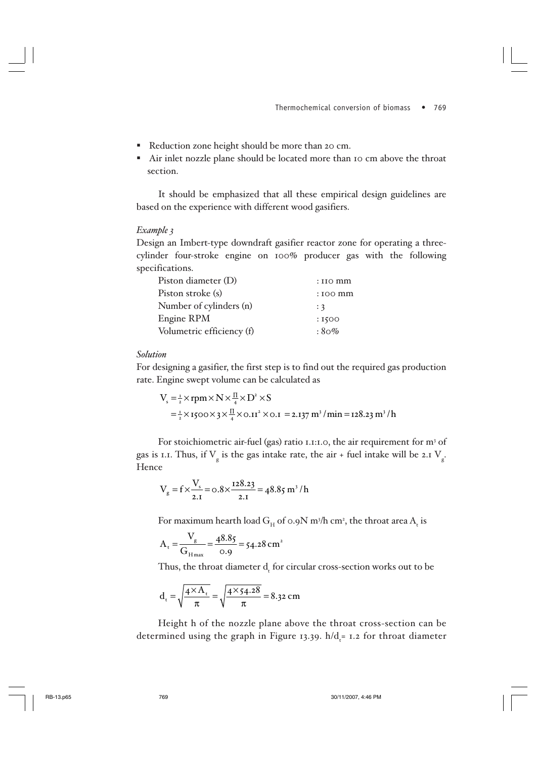- Reduction zone height should be more than 20 cm.
- Air inlet nozzle plane should be located more than 10 cm above the throat section.

It should be emphasized that all these empirical design guidelines are based on the experience with different wood gasifiers.

*Example 3*

Design an Imbert-type downdraft gasifier reactor zone for operating a three-cylinder four-stroke engine on 100% producer gas with the following specifications.

| | |
|---|---|
| Piston diameter (D) | : 110 mm |
| Piston stroke (s) | : 100 mm |
| Number of cylinders (n) | : 3 |
| Engine RPM | : 1500 |
| Volumetric efficiency (f) | : 80% |

*Solution*

For designing a gasifier, the first step is to find out the required gas production rate. Engine swept volume can be calculated as

$$V_s = \tfrac{1}{2} \times \text{rpm} \times N \times \tfrac{\Pi}{4} \times D^2 \times S$$
$$= \tfrac{1}{2} \times 1500 \times 3 \times \tfrac{\Pi}{4} \times 0.11^2 \times 0.1 = 2.137 \text{ m}^3/\text{min} = 128.23 \text{ m}^3/\text{h}$$

For stoichiometric air-fuel (gas) ratio 1.1:1.0, the air requirement for m$^3$ of gas is 1.1. Thus, if $V_g$ is the gas intake rate, the air + fuel intake will be 2.1 $V_g$. Hence

$$V_g = f \times \frac{V_s}{2.1} = 0.8 \times \frac{128.23}{2.1} = 48.85 \text{ m}^3/\text{h}$$

For maximum hearth load $G_H$ of 0.9N m$^3$/h cm$^2$, the throat area $A_t$ is

$$A_t = \frac{V_g}{G_{H\max}} = \frac{48.85}{0.9} = 54.28 \text{ cm}^2$$

Thus, the throat diameter $d_t$ for circular cross-section works out to be

$$d_t = \sqrt{\frac{4 \times A_t}{\pi}} = \sqrt{\frac{4 \times 54.28}{\pi}} = 8.32 \text{ cm}$$

Height h of the nozzle plane above the throat cross-section can be determined using the graph in Figure 13.39. $h/d_t = 1.2$ for throat diameter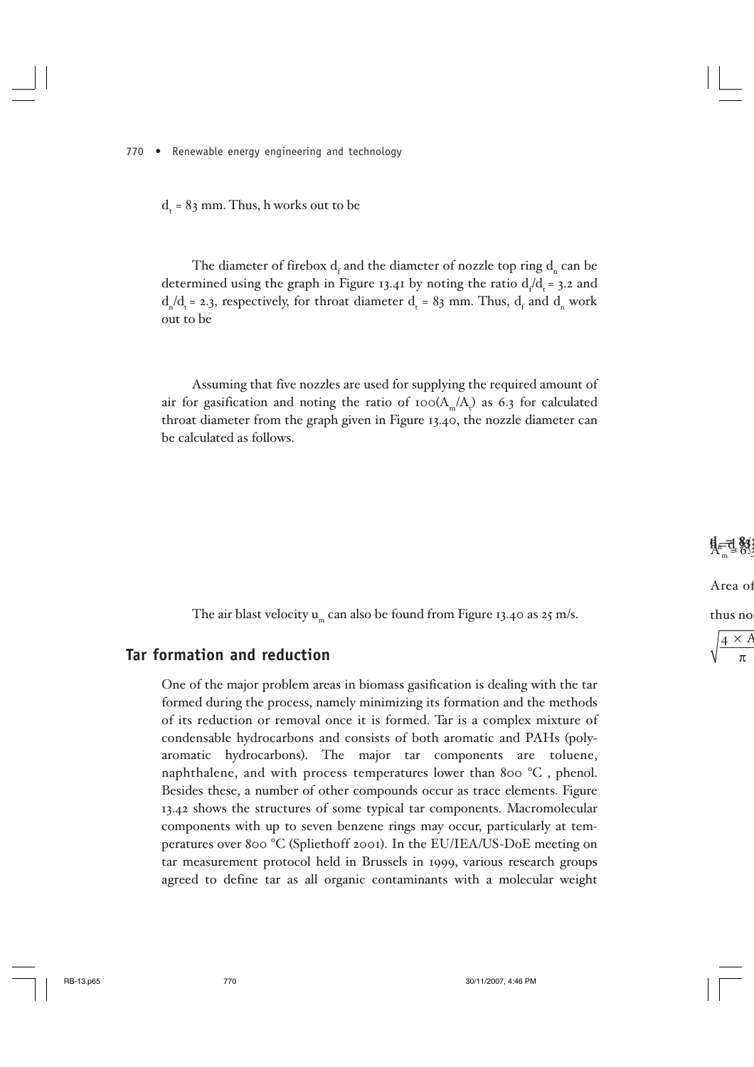$d_t$ = 83 mm. Thus, h works out to be

The diameter of firebox $d_f$ and the diameter of nozzle top ring $d_n$ can be determined using the graph in Figure 13.41 by noting the ratio $d_f/d_t$ = 3.2 and $d_n/d_t$ = 2.3, respectively, for throat diameter $d_t$ = 83 mm. Thus, $d_f$ and $d_n$ work out to be

Assuming that five nozzles are used for supplying the required amount of air for gasification and noting the ratio of $100(A_m/A_t)$ as 6.3 for calculated throat diameter from the graph given in Figure 13.40, the nozzle diameter can be calculated as follows.

The air blast velocity $u_m$ can also be found from Figure 13.40 as 25 m/s.

## Tar formation and reduction

One of the major problem areas in biomass gasification is dealing with the tar formed during the process, namely minimizing its formation and the methods of its reduction or removal once it is formed. Tar is a complex mixture of condensable hydrocarbons and consists of both aromatic and PAHs (polyaromatic hydrocarbons). The major tar components are toluene, naphthalene, and with process temperatures lower than 800 °C , phenol. Besides these, a number of other compounds occur as trace elements. Figure 13.42 shows the structures of some typical tar components. Macromolecular components with up to seven benzene rings may occur, particularly at temperatures over 800 °C (Spliethoff 2001). In the EU/IEA/US-DoE meeting on tar measurement protocol held in Brussels in 1999, various research groups agreed to define tar as all organic contaminants with a molecular weight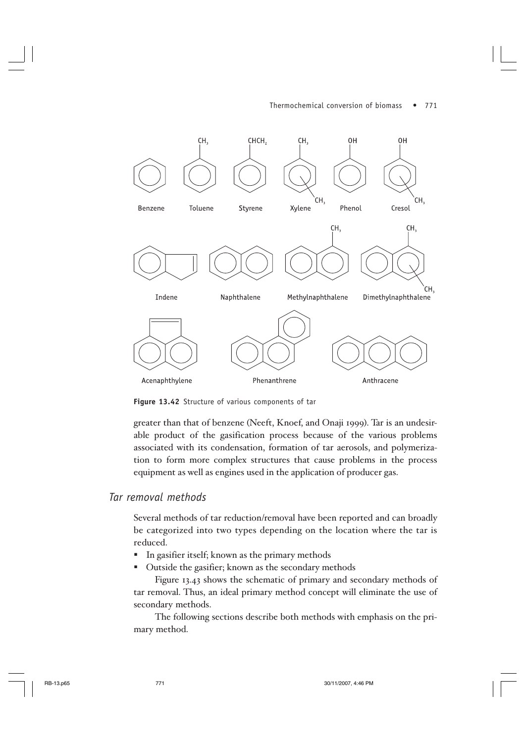Figure 13.42 Structure of various components of tar

greater than that of benzene (Neeft, Knoef, and Onaji 1999). Tar is an undesirable product of the gasification process because of the various problems associated with its condensation, formation of tar aerosols, and polymerization to form more complex structures that cause problems in the process equipment as well as engines used in the application of producer gas.

## *Tar removal methods*

Several methods of tar reduction/removal have been reported and can broadly be categorized into two types depending on the location where the tar is reduced.

- In gasifier itself; known as the primary methods
- Outside the gasifier; known as the secondary methods

Figure 13.43 shows the schematic of primary and secondary methods of tar removal. Thus, an ideal primary method concept will eliminate the use of secondary methods.

The following sections describe both methods with emphasis on the primary method.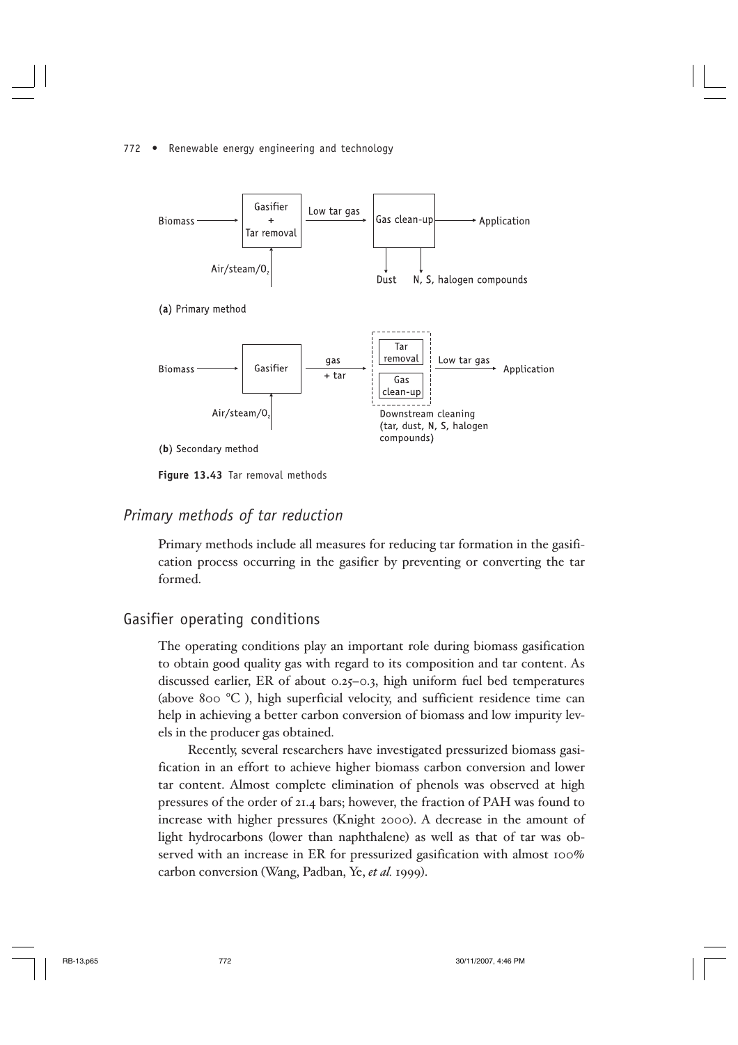Biomass → Gasifier + Tar removal → Low tar gas → Gas clean-up → Application

Air/steam/$O_2$

Dust    N, S, halogen compounds

(**a**) Primary method

Biomass → Gasifier → gas + tar → Tar removal / Gas clean-up → Low tar gas → Application

Air/steam/$O_2$

Downstream cleaning (tar, dust, N, S, halogen compounds)

(**b**) Secondary method

**Figure 13.43** Tar removal methods

## *Primary methods of tar reduction*

Primary methods include all measures for reducing tar formation in the gasification process occurring in the gasifier by preventing or converting the tar formed.

### Gasifier operating conditions

The operating conditions play an important role during biomass gasification to obtain good quality gas with regard to its composition and tar content. As discussed earlier, ER of about 0.25–0.3, high uniform fuel bed temperatures (above 800 °C ), high superficial velocity, and sufficient residence time can help in achieving a better carbon conversion of biomass and low impurity levels in the producer gas obtained.

Recently, several researchers have investigated pressurized biomass gasification in an effort to achieve higher biomass carbon conversion and lower tar content. Almost complete elimination of phenols was observed at high pressures of the order of 21.4 bars; however, the fraction of PAH was found to increase with higher pressures (Knight 2000). A decrease in the amount of light hydrocarbons (lower than naphthalene) as well as that of tar was observed with an increase in ER for pressurized gasification with almost 100% carbon conversion (Wang, Padban, Ye, *et al.* 1999).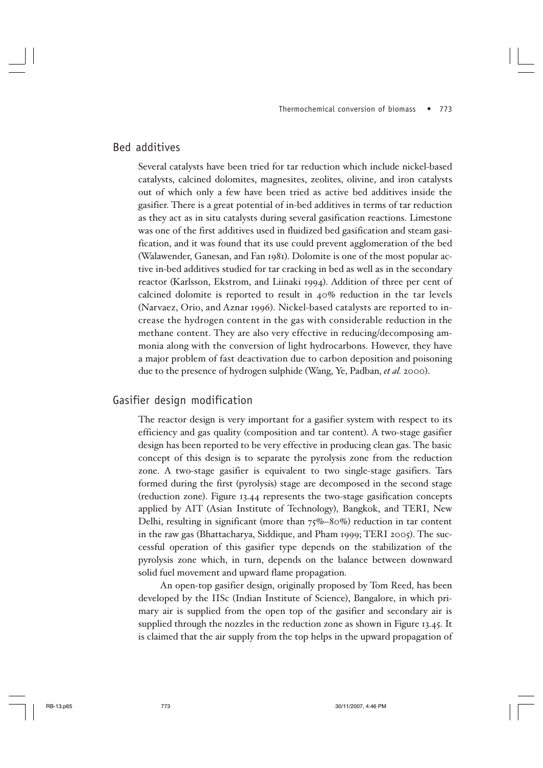## Bed additives

Several catalysts have been tried for tar reduction which include nickel-based catalysts, calcined dolomites, magnesites, zeolites, olivine, and iron catalysts out of which only a few have been tried as active bed additives inside the gasifier. There is a great potential of in-bed additives in terms of tar reduction as they act as in situ catalysts during several gasification reactions. Limestone was one of the first additives used in fluidized bed gasification and steam gasification, and it was found that its use could prevent agglomeration of the bed (Walawender, Ganesan, and Fan 1981). Dolomite is one of the most popular active in-bed additives studied for tar cracking in bed as well as in the secondary reactor (Karlsson, Ekstrom, and Liinaki 1994). Addition of three per cent of calcined dolomite is reported to result in 40% reduction in the tar levels (Narvaez, Orio, and Aznar 1996). Nickel-based catalysts are reported to increase the hydrogen content in the gas with considerable reduction in the methane content. They are also very effective in reducing/decomposing ammonia along with the conversion of light hydrocarbons. However, they have a major problem of fast deactivation due to carbon deposition and poisoning due to the presence of hydrogen sulphide (Wang, Ye, Padban, *et al.* 2000).

## Gasifier design modification

The reactor design is very important for a gasifier system with respect to its efficiency and gas quality (composition and tar content). A two-stage gasifier design has been reported to be very effective in producing clean gas. The basic concept of this design is to separate the pyrolysis zone from the reduction zone. A two-stage gasifier is equivalent to two single-stage gasifiers. Tars formed during the first (pyrolysis) stage are decomposed in the second stage (reduction zone). Figure 13.44 represents the two-stage gasification concepts applied by AIT (Asian Institute of Technology), Bangkok, and TERI, New Delhi, resulting in significant (more than 75%–80%) reduction in tar content in the raw gas (Bhattacharya, Siddique, and Pham 1999; TERI 2005). The successful operation of this gasifier type depends on the stabilization of the pyrolysis zone which, in turn, depends on the balance between downward solid fuel movement and upward flame propagation.

An open-top gasifier design, originally proposed by Tom Reed, has been developed by the IISc (Indian Institute of Science), Bangalore, in which primary air is supplied from the open top of the gasifier and secondary air is supplied through the nozzles in the reduction zone as shown in Figure 13.45. It is claimed that the air supply from the top helps in the upward propagation of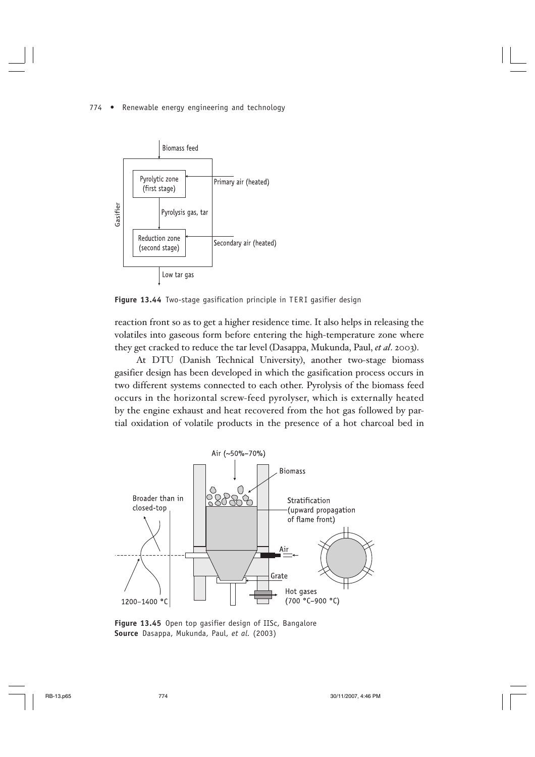Biomass feed

Gasifier

Pyrolytic zone (first stage)

Primary air (heated)

Pyrolysis gas, tar

Reduction zone (second stage)

Secondary air (heated)

Low tar gas

**Figure 13.44** Two-stage gasification principle in TERI gasifier design

reaction front so as to get a higher residence time. It also helps in releasing the volatiles into gaseous form before entering the high-temperature zone where they get cracked to reduce the tar level (Dasappa, Mukunda, Paul, *et al*. 2003).

At DTU (Danish Technical University), another two-stage biomass gasifier design has been developed in which the gasification process occurs in two different systems connected to each other. Pyrolysis of the biomass feed occurs in the horizontal screw-feed pyrolyser, which is externally heated by the engine exhaust and heat recovered from the hot gas followed by partial oxidation of volatile products in the presence of a hot charcoal bed in

Air (~50%–70%)

Biomass

Broader than in closed-top

Stratification (upward propagation of flame front)

Air

Grate

Hot gases (700 °C–900 °C)

1200–1400 °C

**Figure 13.45** Open top gasifier design of IISc, Bangalore
**Source** Dasappa, Mukunda, Paul, *et al*. (2003)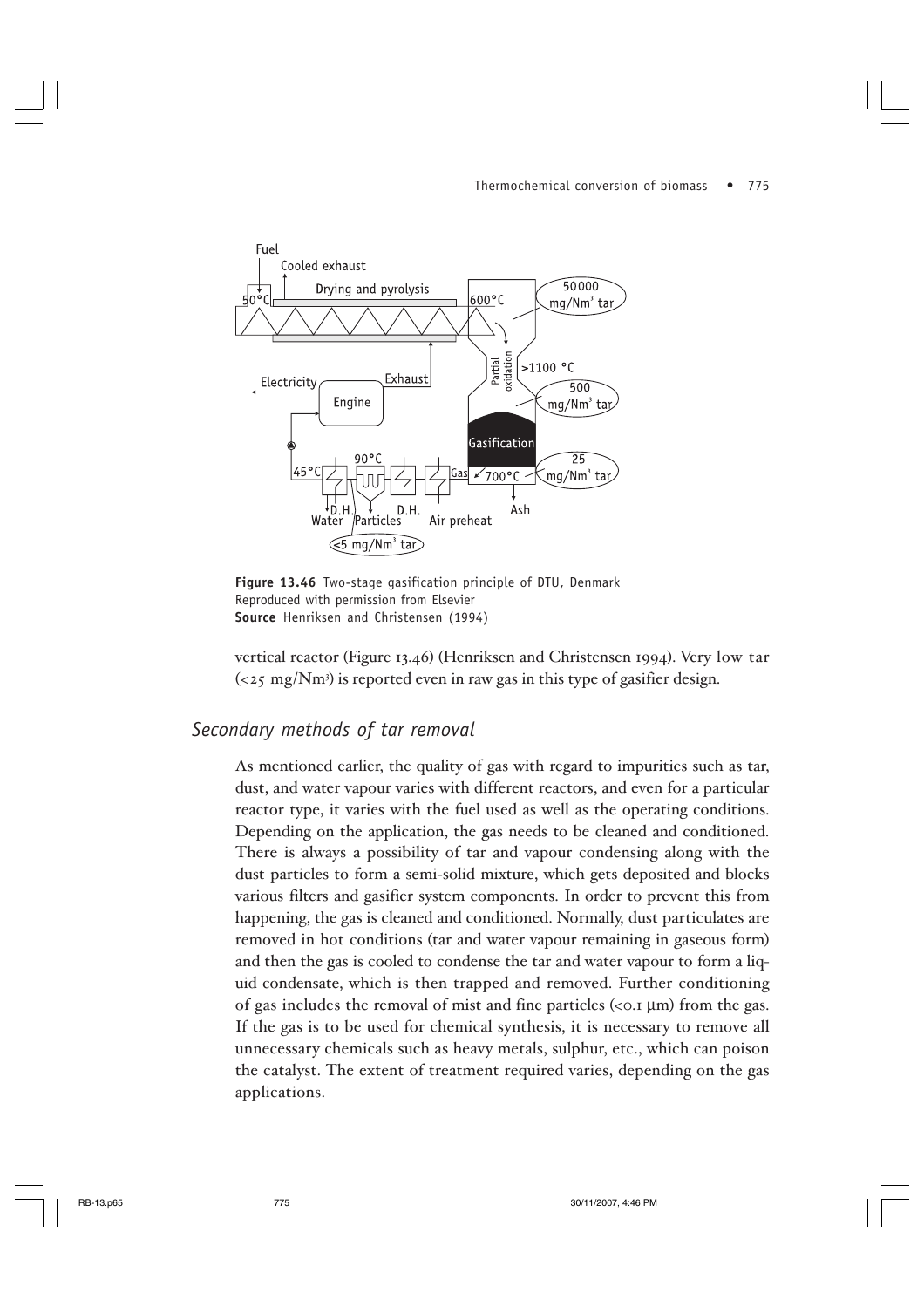**Figure 13.46** Two-stage gasification principle of DTU, Denmark
Reproduced with permission from Elsevier
**Source** Henriksen and Christensen (1994)

vertical reactor (Figure 13.46) (Henriksen and Christensen 1994). Very low tar (<25 mg/Nm$^3$) is reported even in raw gas in this type of gasifier design.

## *Secondary methods of tar removal*

As mentioned earlier, the quality of gas with regard to impurities such as tar, dust, and water vapour varies with different reactors, and even for a particular reactor type, it varies with the fuel used as well as the operating conditions. Depending on the application, the gas needs to be cleaned and conditioned. There is always a possibility of tar and vapour condensing along with the dust particles to form a semi-solid mixture, which gets deposited and blocks various filters and gasifier system components. In order to prevent this from happening, the gas is cleaned and conditioned. Normally, dust particulates are removed in hot conditions (tar and water vapour remaining in gaseous form) and then the gas is cooled to condense the tar and water vapour to form a liquid condensate, which is then trapped and removed. Further conditioning of gas includes the removal of mist and fine particles (<0.1 µm) from the gas. If the gas is to be used for chemical synthesis, it is necessary to remove all unnecessary chemicals such as heavy metals, sulphur, etc., which can poison the catalyst. The extent of treatment required varies, depending on the gas applications.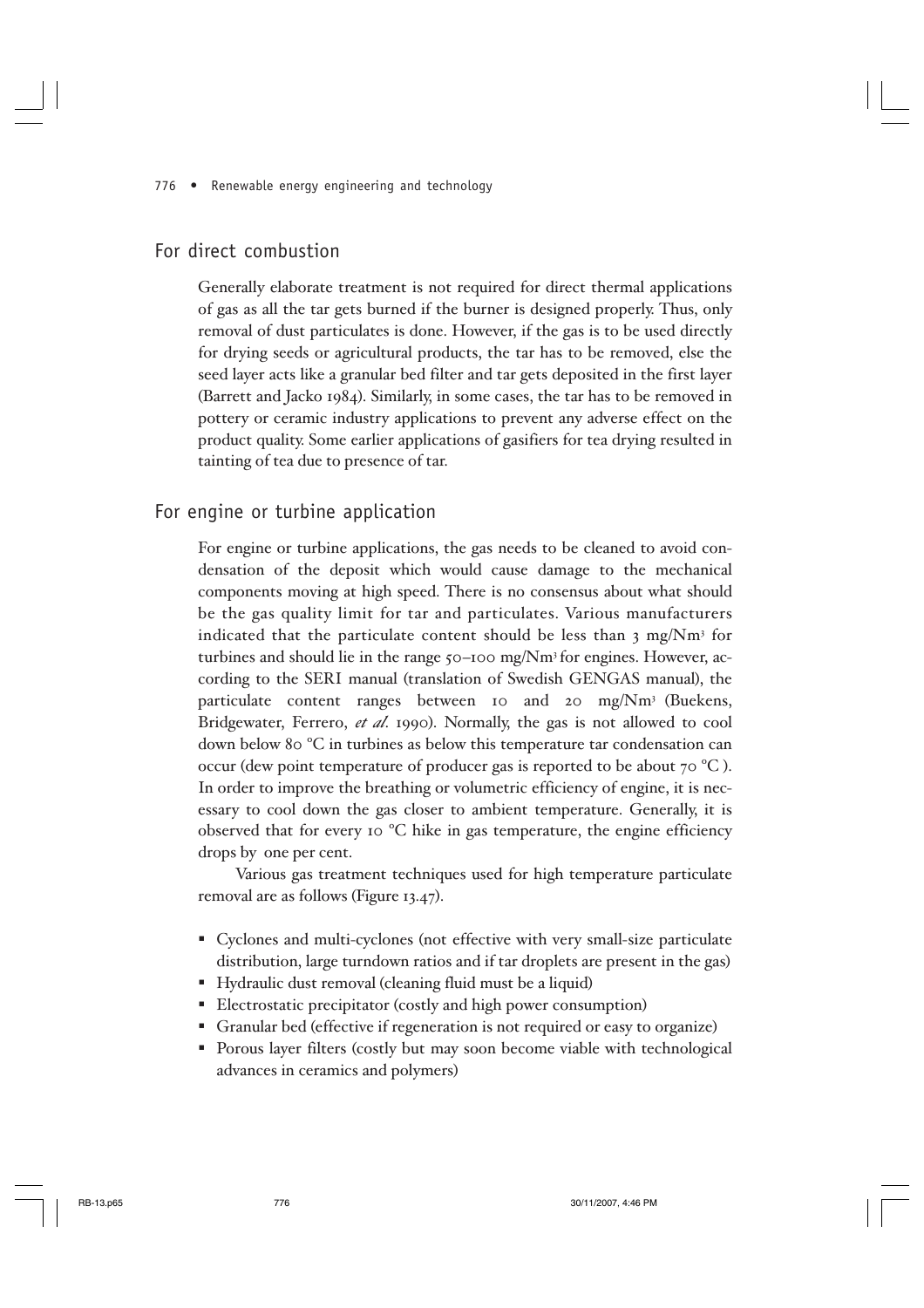## For direct combustion

Generally elaborate treatment is not required for direct thermal applications of gas as all the tar gets burned if the burner is designed properly. Thus, only removal of dust particulates is done. However, if the gas is to be used directly for drying seeds or agricultural products, the tar has to be removed, else the seed layer acts like a granular bed filter and tar gets deposited in the first layer (Barrett and Jacko 1984). Similarly, in some cases, the tar has to be removed in pottery or ceramic industry applications to prevent any adverse effect on the product quality. Some earlier applications of gasifiers for tea drying resulted in tainting of tea due to presence of tar.

## For engine or turbine application

For engine or turbine applications, the gas needs to be cleaned to avoid condensation of the deposit which would cause damage to the mechanical components moving at high speed. There is no consensus about what should be the gas quality limit for tar and particulates. Various manufacturers indicated that the particulate content should be less than 3 mg/Nm$^3$ for turbines and should lie in the range 50–100 mg/Nm$^3$ for engines. However, according to the SERI manual (translation of Swedish GENGAS manual), the particulate content ranges between 10 and 20 mg/Nm$^3$ (Buekens, Bridgewater, Ferrero, *et al.* 1990). Normally, the gas is not allowed to cool down below 80 °C in turbines as below this temperature tar condensation can occur (dew point temperature of producer gas is reported to be about 70 °C ). In order to improve the breathing or volumetric efficiency of engine, it is necessary to cool down the gas closer to ambient temperature. Generally, it is observed that for every 10 °C hike in gas temperature, the engine efficiency drops by one per cent.

Various gas treatment techniques used for high temperature particulate removal are as follows (Figure 13.47).

- Cyclones and multi-cyclones (not effective with very small-size particulate distribution, large turndown ratios and if tar droplets are present in the gas)
- Hydraulic dust removal (cleaning fluid must be a liquid)
- Electrostatic precipitator (costly and high power consumption)
- Granular bed (effective if regeneration is not required or easy to organize)
- Porous layer filters (costly but may soon become viable with technological advances in ceramics and polymers)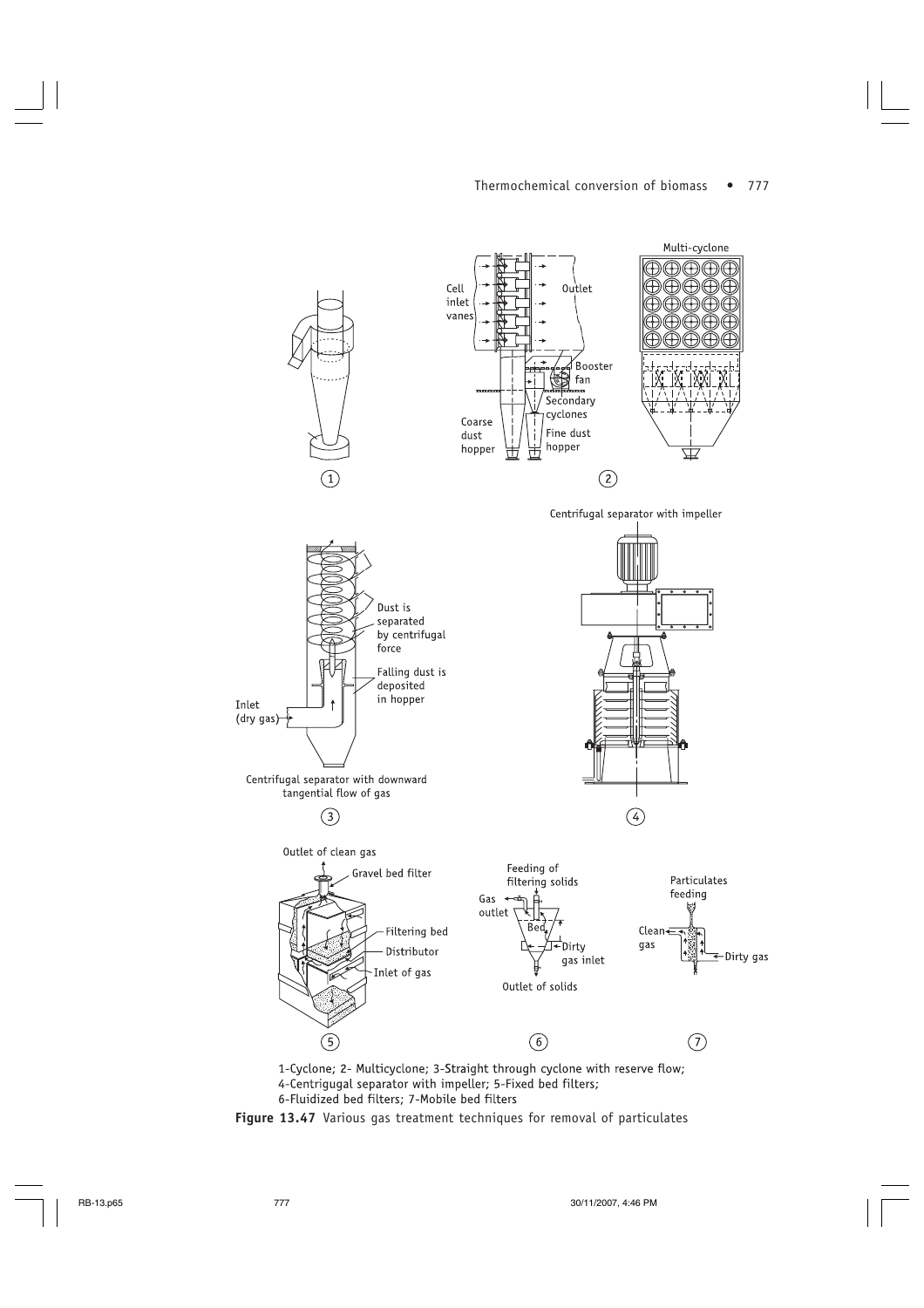1-Cyclone; 2- Multicyclone; 3-Straight through cyclone with reserve flow;
4-Centrigugal separator with impeller; 5-Fixed bed filters;
6-Fluidized bed filters; 7-Mobile bed filters

**Figure 13.47** Various gas treatment techniques for removal of particulates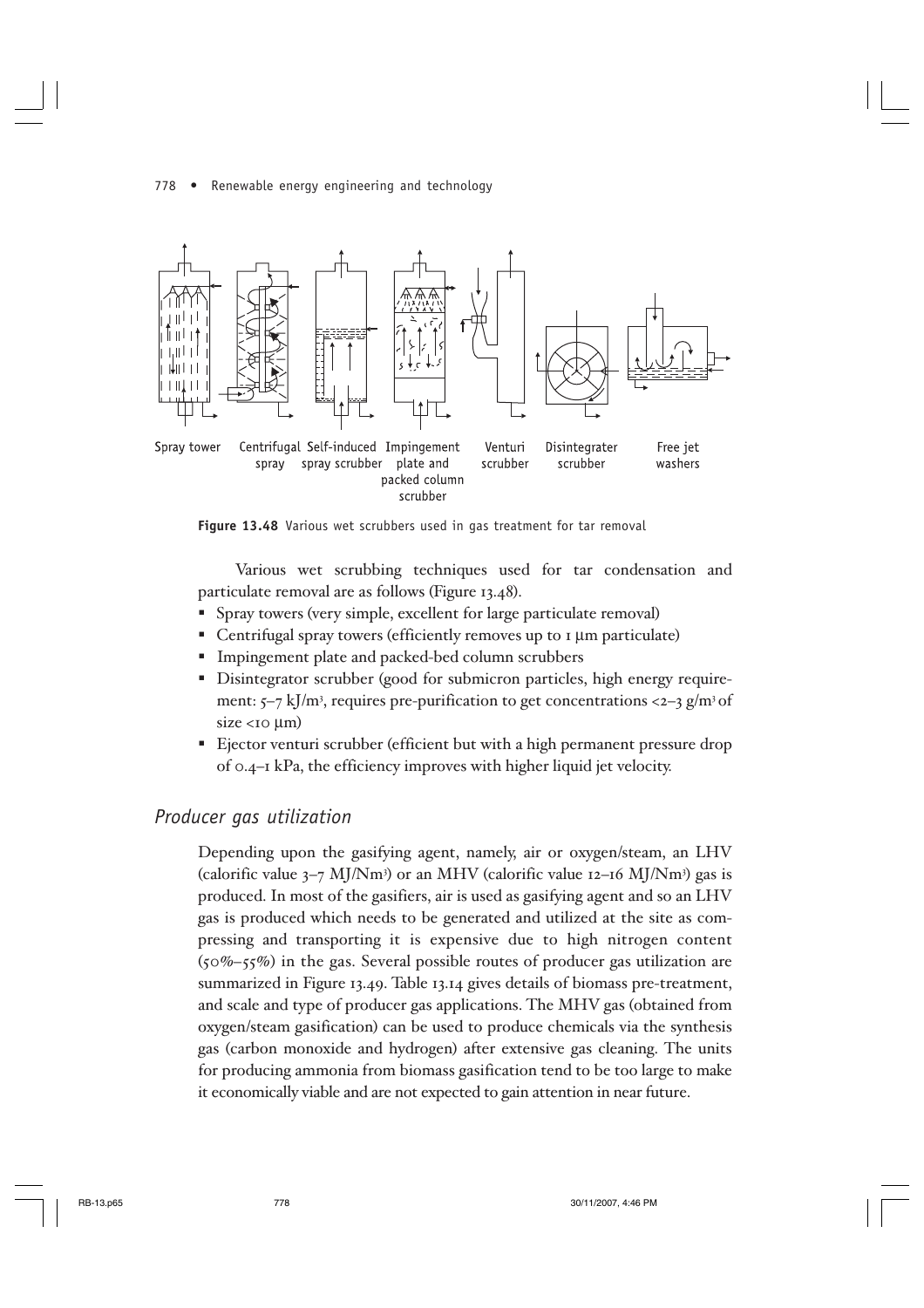**Figure 13.48** Various wet scrubbers used in gas treatment for tar removal

Various wet scrubbing techniques used for tar condensation and particulate removal are as follows (Figure 13.48).

- Spray towers (very simple, excellent for large particulate removal)
- Centrifugal spray towers (efficiently removes up to 1 μm particulate)
- Impingement plate and packed-bed column scrubbers
- Disintegrator scrubber (good for submicron particles, high energy requirement: 5–7 kJ/m$^3$, requires pre-purification to get concentrations <2–3 g/m$^3$ of size <10 μm)
- Ejector venturi scrubber (efficient but with a high permanent pressure drop of 0.4–1 kPa, the efficiency improves with higher liquid jet velocity.

## *Producer gas utilization*

Depending upon the gasifying agent, namely, air or oxygen/steam, an LHV (calorific value 3–7 MJ/Nm$^3$) or an MHV (calorific value 12–16 MJ/Nm$^3$) gas is produced. In most of the gasifiers, air is used as gasifying agent and so an LHV gas is produced which needs to be generated and utilized at the site as compressing and transporting it is expensive due to high nitrogen content (50%–55%) in the gas. Several possible routes of producer gas utilization are summarized in Figure 13.49. Table 13.14 gives details of biomass pre-treatment, and scale and type of producer gas applications. The MHV gas (obtained from oxygen/steam gasification) can be used to produce chemicals via the synthesis gas (carbon monoxide and hydrogen) after extensive gas cleaning. The units for producing ammonia from biomass gasification tend to be too large to make it economically viable and are not expected to gain attention in near future.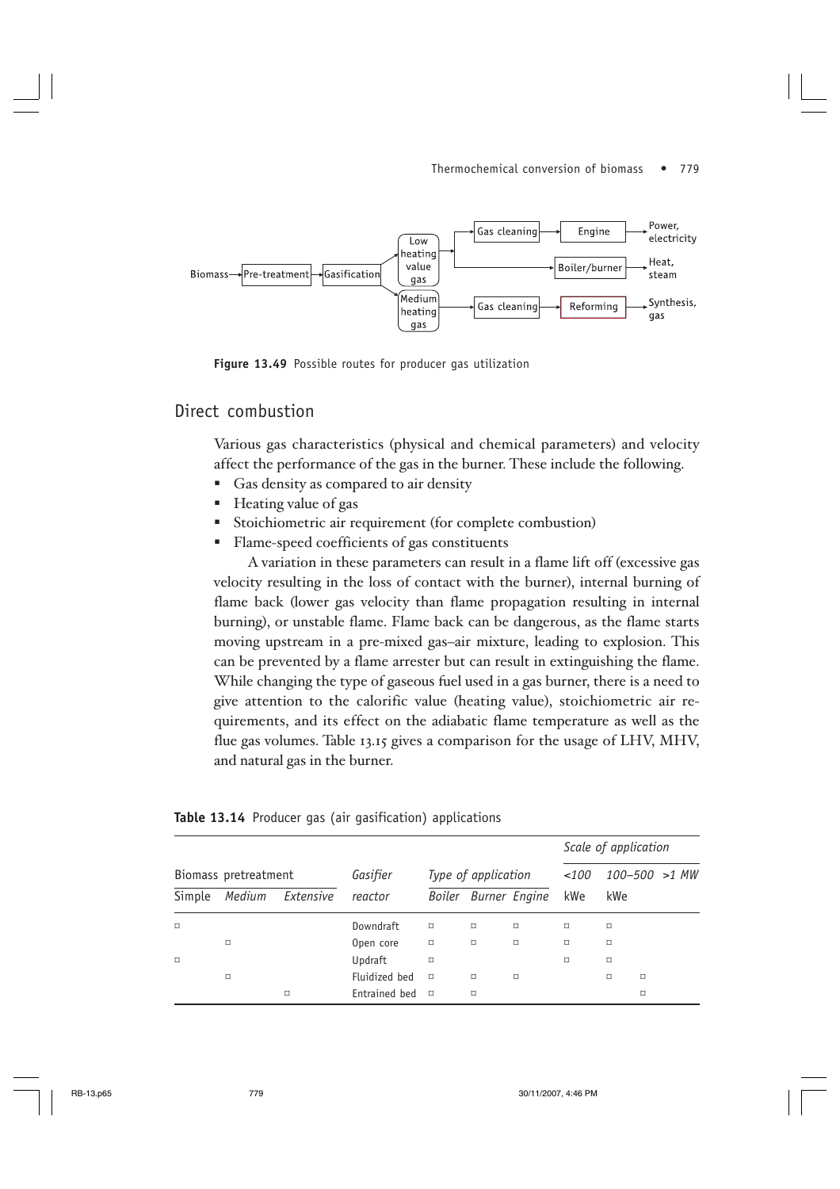**Figure 13.49** Possible routes for producer gas utilization

## Direct combustion

Various gas characteristics (physical and chemical parameters) and velocity affect the performance of the gas in the burner. These include the following.

- Gas density as compared to air density
- Heating value of gas
- Stoichiometric air requirement (for complete combustion)
- Flame-speed coefficients of gas constituents

A variation in these parameters can result in a flame lift off (excessive gas velocity resulting in the loss of contact with the burner), internal burning of flame back (lower gas velocity than flame propagation resulting in internal burning), or unstable flame. Flame back can be dangerous, as the flame starts moving upstream in a pre-mixed gas–air mixture, leading to explosion. This can be prevented by a flame arrester but can result in extinguishing the flame. While changing the type of gaseous fuel used in a gas burner, there is a need to give attention to the calorific value (heating value), stoichiometric air requirements, and its effect on the adiabatic flame temperature as well as the flue gas volumes. Table 13.15 gives a comparison for the usage of LHV, MHV, and natural gas in the burner.

**Table 13.14** Producer gas (air gasification) applications

| Biomass pretreatment | | | Gasifier reactor | Type of application | | | Scale of application | | |
|---|---|---|---|---|---|---|---|---|---|
| *Simple* | *Medium* | *Extensive* | | *Boiler* | *Burner* | *Engine* | *<100 kWe* | *100–500 kWe* | *>1 MW* |
| □ | | | Downdraft | □ | □ | □ | □ | □ | |
| | □ | | Open core | □ | □ | □ | □ | □ | |
| □ | | | Updraft | □ | | | □ | □ | |
| | □ | | Fluidized bed | □ | □ | □ | | □ | □ |
| | | □ | Entrained bed | □ | □ | | | | □ |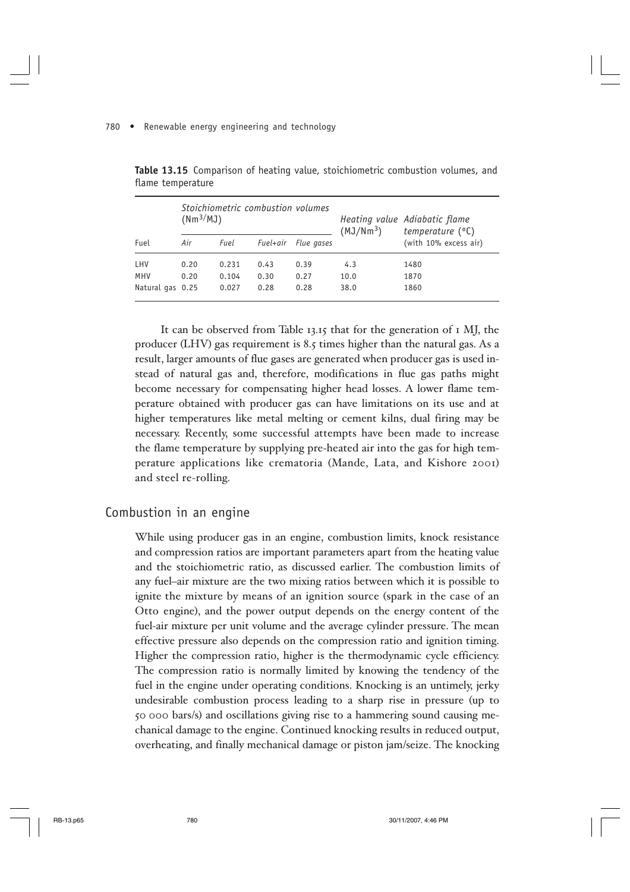**Table 13.15** Comparison of heating value, stoichiometric combustion volumes, and flame temperature

| Fuel | Stoichiometric combustion volumes ($Nm^3/MJ$) | | | | Heating value ($MJ/Nm^3$) | Adiabatic flame temperature (°C) (with 10% excess air) |
|---|---|---|---|---|---|---|
| | *Air* | *Fuel* | *Fuel+air* | *Flue gases* | | |
| LHV | 0.20 | 0.231 | 0.43 | 0.39 | 4.3 | 1480 |
| MHV | 0.20 | 0.104 | 0.30 | 0.27 | 10.0 | 1870 |
| Natural gas | 0.25 | 0.027 | 0.28 | 0.28 | 38.0 | 1860 |

It can be observed from Table 13.15 that for the generation of 1 MJ, the producer (LHV) gas requirement is 8.5 times higher than the natural gas. As a result, larger amounts of flue gases are generated when producer gas is used instead of natural gas and, therefore, modifications in flue gas paths might become necessary for compensating higher head losses. A lower flame temperature obtained with producer gas can have limitations on its use and at higher temperatures like metal melting or cement kilns, dual firing may be necessary. Recently, some successful attempts have been made to increase the flame temperature by supplying pre-heated air into the gas for high temperature applications like crematoria (Mande, Lata, and Kishore 2001) and steel re-rolling.

## Combustion in an engine

While using producer gas in an engine, combustion limits, knock resistance and compression ratios are important parameters apart from the heating value and the stoichiometric ratio, as discussed earlier. The combustion limits of any fuel–air mixture are the two mixing ratios between which it is possible to ignite the mixture by means of an ignition source (spark in the case of an Otto engine), and the power output depends on the energy content of the fuel-air mixture per unit volume and the average cylinder pressure. The mean effective pressure also depends on the compression ratio and ignition timing. Higher the compression ratio, higher is the thermodynamic cycle efficiency. The compression ratio is normally limited by knowing the tendency of the fuel in the engine under operating conditions. Knocking is an untimely, jerky undesirable combustion process leading to a sharp rise in pressure (up to 50 000 bars/s) and oscillations giving rise to a hammering sound causing mechanical damage to the engine. Continued knocking results in reduced output, overheating, and finally mechanical damage or piston jam/seize. The knocking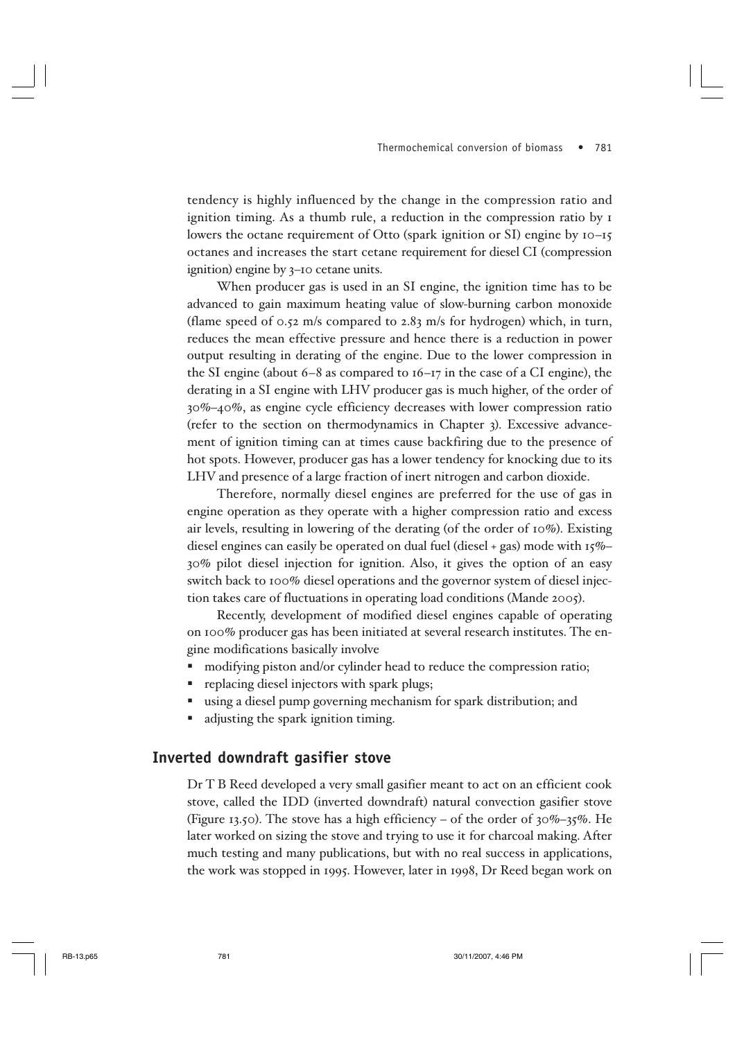tendency is highly influenced by the change in the compression ratio and ignition timing. As a thumb rule, a reduction in the compression ratio by 1 lowers the octane requirement of Otto (spark ignition or SI) engine by 10–15 octanes and increases the start cetane requirement for diesel CI (compression ignition) engine by 3–10 cetane units.

When producer gas is used in an SI engine, the ignition time has to be advanced to gain maximum heating value of slow-burning carbon monoxide (flame speed of 0.52 m/s compared to 2.83 m/s for hydrogen) which, in turn, reduces the mean effective pressure and hence there is a reduction in power output resulting in derating of the engine. Due to the lower compression in the SI engine (about 6–8 as compared to 16–17 in the case of a CI engine), the derating in a SI engine with LHV producer gas is much higher, of the order of 30%–40%, as engine cycle efficiency decreases with lower compression ratio (refer to the section on thermodynamics in Chapter 3). Excessive advancement of ignition timing can at times cause backfiring due to the presence of hot spots. However, producer gas has a lower tendency for knocking due to its LHV and presence of a large fraction of inert nitrogen and carbon dioxide.

Therefore, normally diesel engines are preferred for the use of gas in engine operation as they operate with a higher compression ratio and excess air levels, resulting in lowering of the derating (of the order of 10%). Existing diesel engines can easily be operated on dual fuel (diesel + gas) mode with 15%–30% pilot diesel injection for ignition. Also, it gives the option of an easy switch back to 100% diesel operations and the governor system of diesel injection takes care of fluctuations in operating load conditions (Mande 2005).

Recently, development of modified diesel engines capable of operating on 100% producer gas has been initiated at several research institutes. The engine modifications basically involve

- modifying piston and/or cylinder head to reduce the compression ratio;
- replacing diesel injectors with spark plugs;
- using a diesel pump governing mechanism for spark distribution; and
- adjusting the spark ignition timing.

## Inverted downdraft gasifier stove

Dr T B Reed developed a very small gasifier meant to act on an efficient cook stove, called the IDD (inverted downdraft) natural convection gasifier stove (Figure 13.50). The stove has a high efficiency – of the order of 30%–35%. He later worked on sizing the stove and trying to use it for charcoal making. After much testing and many publications, but with no real success in applications, the work was stopped in 1995. However, later in 1998, Dr Reed began work on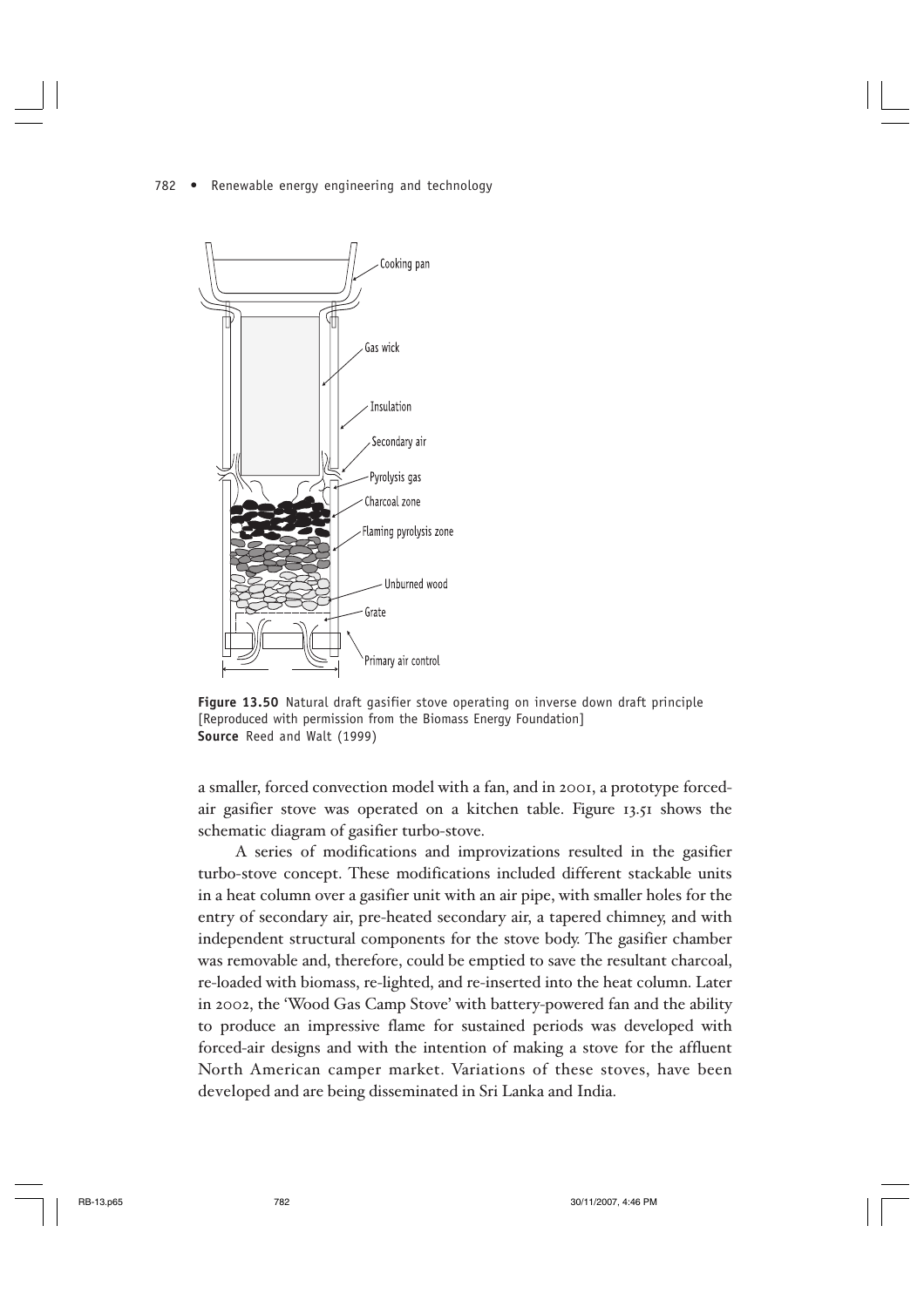**Figure 13.50** Natural draft gasifier stove operating on inverse down draft principle [Reproduced with permission from the Biomass Energy Foundation]
**Source** Reed and Walt (1999)

a smaller, forced convection model with a fan, and in 2001, a prototype forced-air gasifier stove was operated on a kitchen table. Figure 13.51 shows the schematic diagram of gasifier turbo-stove.

A series of modifications and improvizations resulted in the gasifier turbo-stove concept. These modifications included different stackable units in a heat column over a gasifier unit with an air pipe, with smaller holes for the entry of secondary air, pre-heated secondary air, a tapered chimney, and with independent structural components for the stove body. The gasifier chamber was removable and, therefore, could be emptied to save the resultant charcoal, re-loaded with biomass, re-lighted, and re-inserted into the heat column. Later in 2002, the 'Wood Gas Camp Stove' with battery-powered fan and the ability to produce an impressive flame for sustained periods was developed with forced-air designs and with the intention of making a stove for the affluent North American camper market. Variations of these stoves, have been developed and are being disseminated in Sri Lanka and India.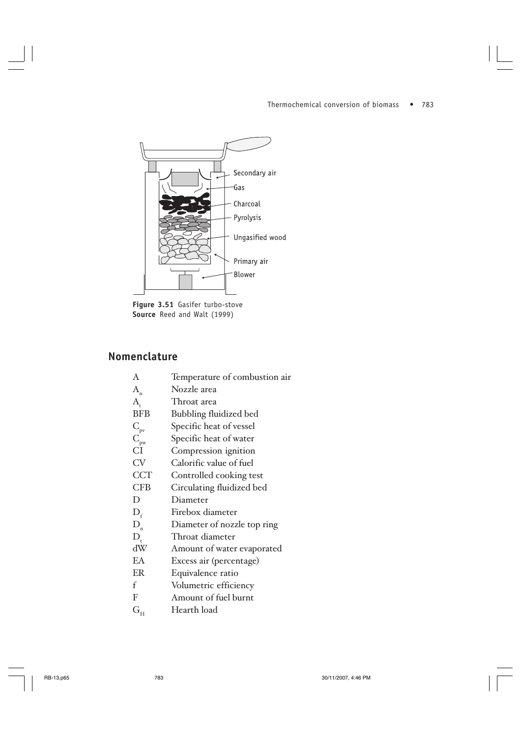Secondary air
Gas
Charcoal
Pyrolysis
Ungasified wood
Primary air
Blower

**Figure 3.51** Gasifer turbo-stove
**Source** Reed and Walt (1999)

## Nomenclature

| | |
|---|---|
| A | Temperature of combustion air |
| $A_n$ | Nozzle area |
| $A_t$ | Throat area |
| BFB | Bubbling fluidized bed |
| $C_{pv}$ | Specific heat of vessel |
| $C_{pw}$ | Specific heat of water |
| CI | Compression ignition |
| CV | Calorific value of fuel |
| CCT | Controlled cooking test |
| CFB | Circulating fluidized bed |
| D | Diameter |
| $D_f$ | Firebox diameter |
| $D_n$ | Diameter of nozzle top ring |
| $D_t$ | Throat diameter |
| dW | Amount of water evaporated |
| EA | Excess air (percentage) |
| ER | Equivalence ratio |
| f | Volumetric efficiency |
| F | Amount of fuel burnt |
| $G_H$ | Hearth load |